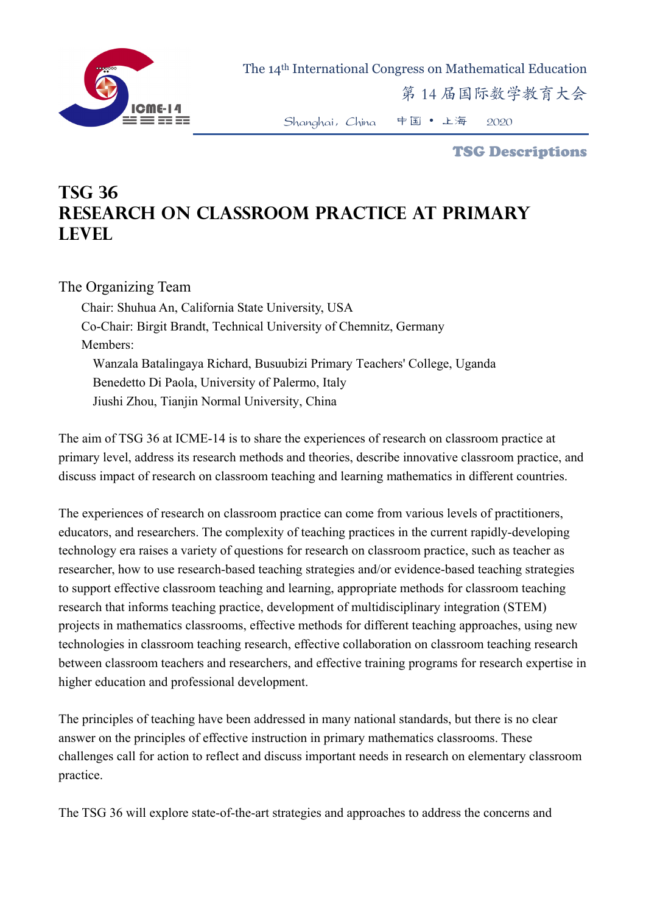# TSG 36
# RESEARCH ON CLASSROOM PRACTICE AT PRIMARY LEVEL

## The Organizing Team

Chair: Shuhua An, California State University, USA

Co-Chair: Birgit Brandt, Technical University of Chemnitz, Germany

Members:

- Wanzala Batalingaya Richard, Busuubizi Primary Teachers' College, Uganda
- Benedetto Di Paola, University of Palermo, Italy
- Jiushi Zhou, Tianjin Normal University, China

The aim of TSG 36 at ICME-14 is to share the experiences of research on classroom practice at primary level, address its research methods and theories, describe innovative classroom practice, and discuss impact of research on classroom teaching and learning mathematics in different countries.

The experiences of research on classroom practice can come from various levels of practitioners, educators, and researchers. The complexity of teaching practices in the current rapidly-developing technology era raises a variety of questions for research on classroom practice, such as teacher as researcher, how to use research-based teaching strategies and/or evidence-based teaching strategies to support effective classroom teaching and learning, appropriate methods for classroom teaching research that informs teaching practice, development of multidisciplinary integration (STEM) projects in mathematics classrooms, effective methods for different teaching approaches, using new technologies in classroom teaching research, effective collaboration on classroom teaching research between classroom teachers and researchers, and effective training programs for research expertise in higher education and professional development.

The principles of teaching have been addressed in many national standards, but there is no clear answer on the principles of effective instruction in primary mathematics classrooms. These challenges call for action to reflect and discuss important needs in research on elementary classroom practice.

The TSG 36 will explore state-of-the-art strategies and approaches to address the concerns and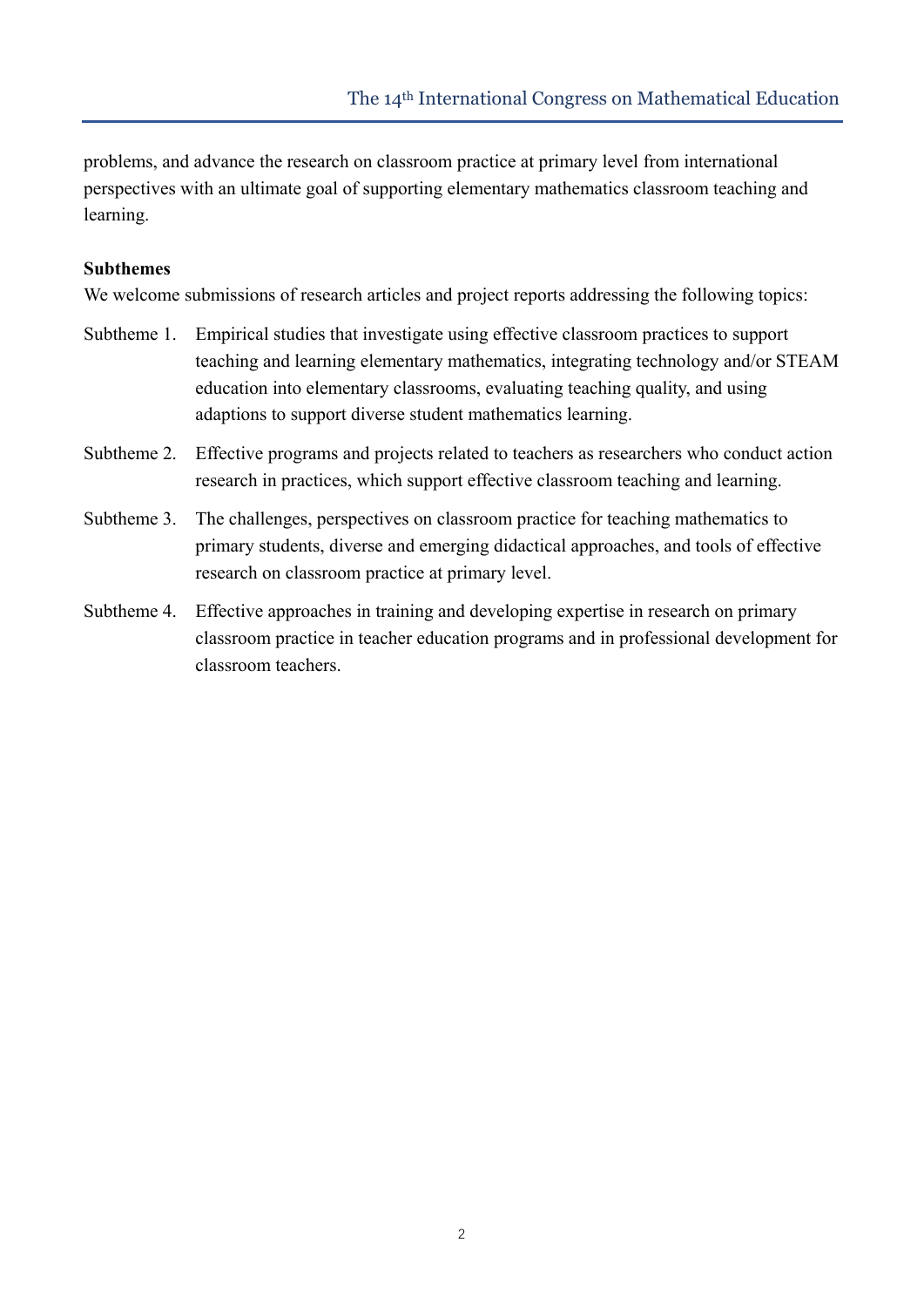problems, and advance the research on classroom practice at primary level from international perspectives with an ultimate goal of supporting elementary mathematics classroom teaching and learning.

**Subthemes**

We welcome submissions of research articles and project reports addressing the following topics:

Subtheme 1. Empirical studies that investigate using effective classroom practices to support teaching and learning elementary mathematics, integrating technology and/or STEAM education into elementary classrooms, evaluating teaching quality, and using adaptions to support diverse student mathematics learning.

Subtheme 2. Effective programs and projects related to teachers as researchers who conduct action research in practices, which support effective classroom teaching and learning.

Subtheme 3. The challenges, perspectives on classroom practice for teaching mathematics to primary students, diverse and emerging didactical approaches, and tools of effective research on classroom practice at primary level.

Subtheme 4. Effective approaches in training and developing expertise in research on primary classroom practice in teacher education programs and in professional development for classroom teachers.